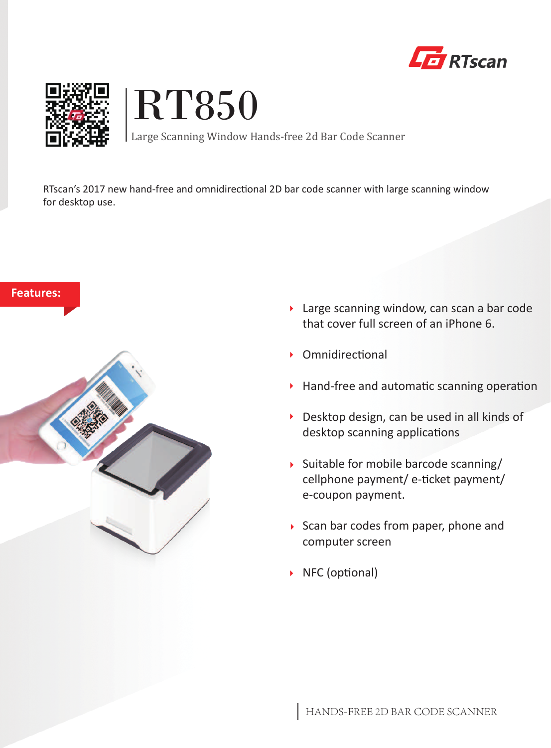RTscan

# RT850

Large Scanning Window Hands-free 2d Bar Code Scanner

RTscan's 2017 new hand-free and omnidirectional 2D bar code scanner with large scanning window for desktop use.

## Features:

- Large scanning window, can scan a bar code that cover full screen of an iPhone 6.
- Omnidirectional
- Hand-free and automatic scanning operation
- Desktop design, can be used in all kinds of desktop scanning applications
- Suitable for mobile barcode scanning/ cellphone payment/ e-ticket payment/ e-coupon payment.
- Scan bar codes from paper, phone and computer screen
- NFC (optional)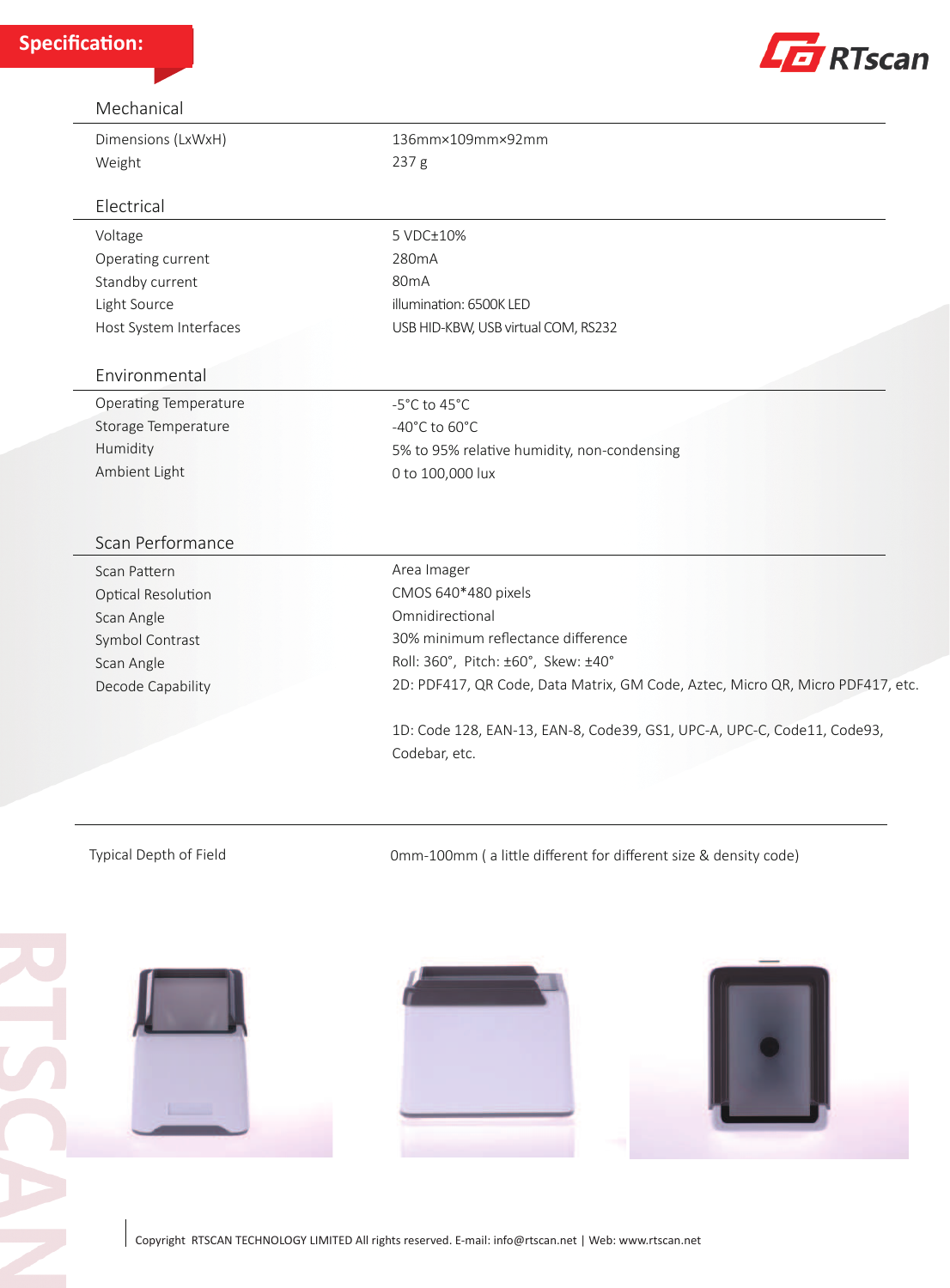## Specification:

### Mechanical

| | |
|---|---|
| Dimensions (LxWxH) | 136mm×109mm×92mm |
| Weight | 237 g |

### Electrical

| | |
|---|---|
| Voltage | 5 VDC±10% |
| Operating current | 280mA |
| Standby current | 80mA |
| Light Source | illumination: 6500K LED |
| Host System Interfaces | USB HID-KBW, USB virtual COM, RS232 |

### Environmental

| | |
|---|---|
| Operating Temperature | -5°C to 45°C |
| Storage Temperature | -40°C to 60°C |
| Humidity | 5% to 95% relative humidity, non-condensing |
| Ambient Light | 0 to 100,000 lux |

### Scan Performance

| | |
|---|---|
| Scan Pattern | Area Imager |
| Optical Resolution | CMOS 640*480 pixels |
| Scan Angle | Omnidirectional |
| Symbol Contrast | 30% minimum reflectance difference |
| Scan Angle | Roll: 360°, Pitch: ±60°, Skew: ±40° |
| Decode Capability | 2D: PDF417, QR Code, Data Matrix, GM Code, Aztec, Micro QR, Micro PDF417, etc.<br><br>1D: Code 128, EAN-13, EAN-8, Code39, GS1, UPC-A, UPC-C, Code11, Code93, Codebar, etc. |

| | |
|---|---|
| Typical Depth of Field | 0mm-100mm ( a little different for different size & density code) |

Copyright RTSCAN TECHNOLOGY LIMITED All rights reserved. E-mail: info@rtscan.net | Web: www.rtscan.net